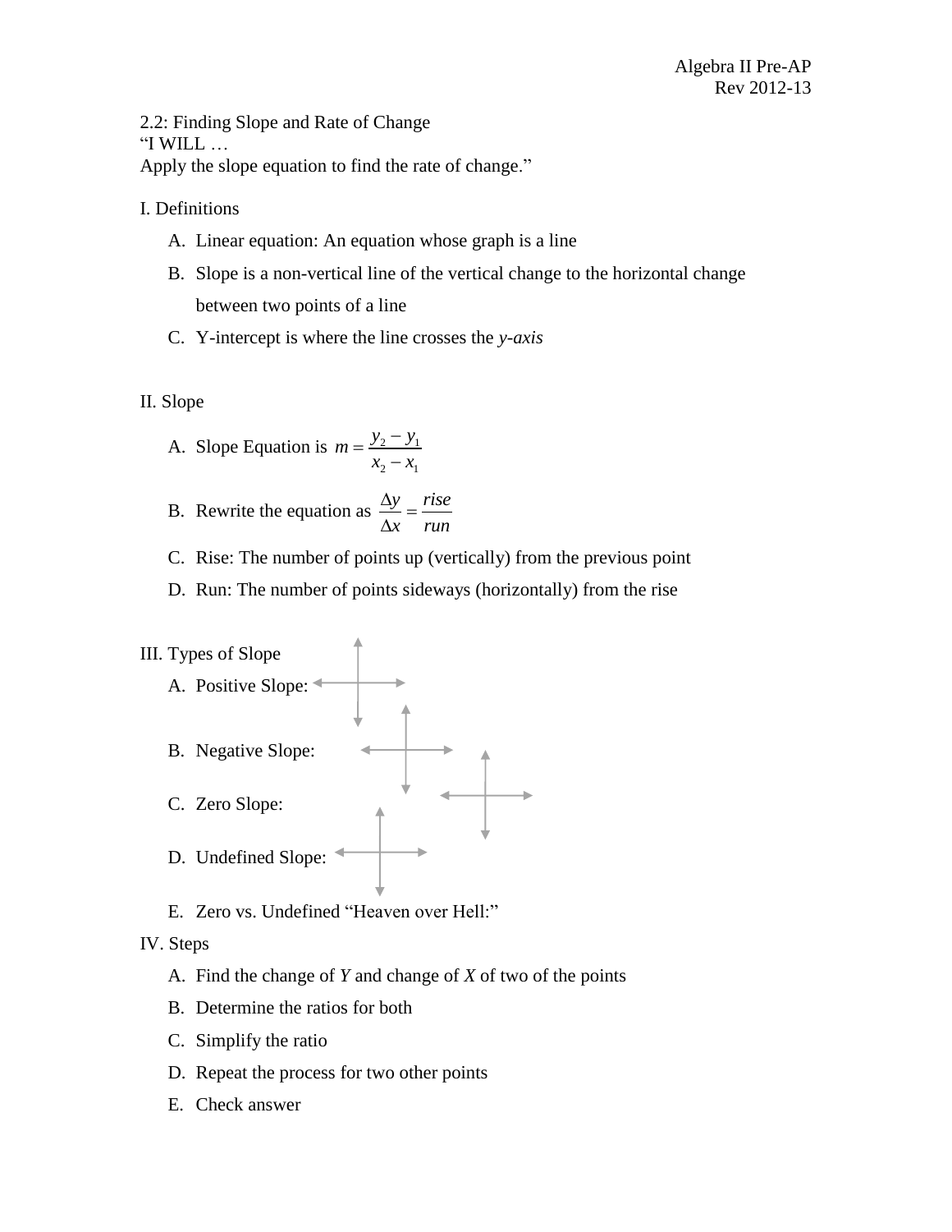Algebra II Pre-AP
Rev 2012-13

2.2: Finding Slope and Rate of Change
"I WILL …
Apply the slope equation to find the rate of change."

I. Definitions

A. Linear equation: An equation whose graph is a line
B. Slope is a non-vertical line of the vertical change to the horizontal change between two points of a line
C. Y-intercept is where the line crosses the *y-axis*

II. Slope

A. Slope Equation is $m = \frac{y_2 - y_1}{x_2 - x_1}$
B. Rewrite the equation as $\frac{\Delta y}{\Delta x} = \frac{rise}{run}$
C. Rise: The number of points up (vertically) from the previous point
D. Run: The number of points sideways (horizontally) from the rise

III. Types of Slope

A. Positive Slope:
B. Negative Slope:
C. Zero Slope:
D. Undefined Slope:
E. Zero vs. Undefined "Heaven over Hell:"

IV. Steps

A. Find the change of *Y* and change of *X* of two of the points
B. Determine the ratios for both
C. Simplify the ratio
D. Repeat the process for two other points
E. Check answer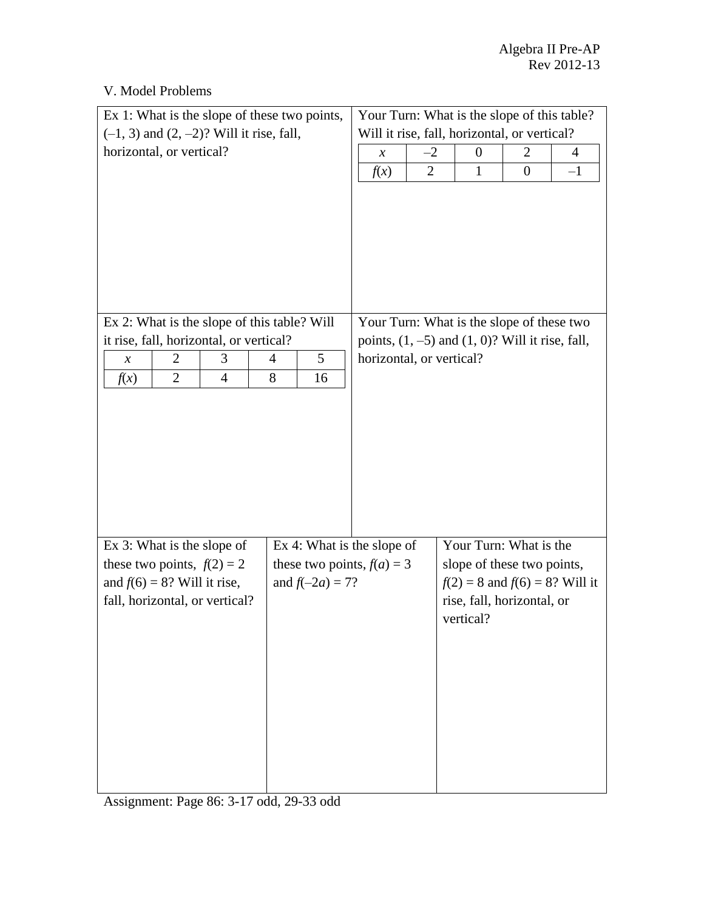V. Model Problems

Ex 1: What is the slope of these two points, $(-1, 3)$ and $(2, -2)$? Will it rise, fall, horizontal, or vertical?

Your Turn: What is the slope of this table? Will it rise, fall, horizontal, or vertical?

| $x$ | $-2$ | 0 | 2 | 4 |
|---|---|---|---|---|
| $f(x)$ | 2 | 1 | 0 | $-1$ |

Ex 2: What is the slope of this table? Will it rise, fall, horizontal, or vertical?

| $x$ | 2 | 3 | 4 | 5 |
|---|---|---|---|---|
| $f(x)$ | 2 | 4 | 8 | 16 |

Your Turn: What is the slope of these two points, $(1, -5)$ and $(1, 0)$? Will it rise, fall, horizontal, or vertical?

Ex 3: What is the slope of these two points, $f(2) = 2$ and $f(6) = 8$? Will it rise, fall, horizontal, or vertical?

Ex 4: What is the slope of these two points, $f(a) = 3$ and $f(-2a) = 7$?

Your Turn: What is the slope of these two points, $f(2) = 8$ and $f(6) = 8$? Will it rise, fall, horizontal, or vertical?

Assignment: Page 86: 3-17 odd, 29-33 odd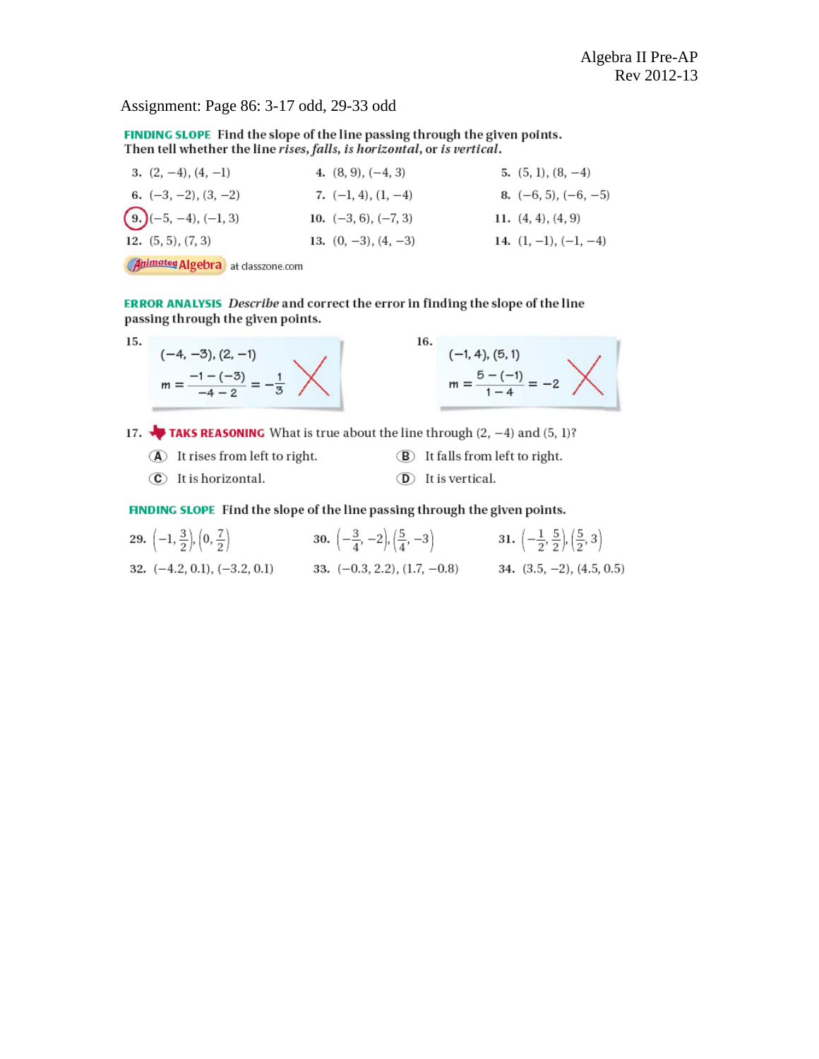Assignment: Page 86: 3-17 odd, 29-33 odd

**FINDING SLOPE** Find the slope of the line passing through the given points. Then tell whether the line *rises, falls, is horizontal,* or *is vertical.*

**3.** $(2, -4), (4, -1)$

**4.** $(8, 9), (-4, 3)$

**5.** $(5, 1), (8, -4)$

**6.** $(-3, -2), (3, -2)$

**7.** $(-1, 4), (1, -4)$

**8.** $(-6, 5), (-6, -5)$

**9.** $(-5, -4), (-1, 3)$

**10.** $(-3, 6), (-7, 3)$

**11.** $(4, 4), (4, 9)$

**12.** $(5, 5), (7, 3)$

**13.** $(0, -3), (4, -3)$

**14.** $(1, -1), (-1, -4)$

Animated Algebra at classzone.com

**ERROR ANALYSIS** *Describe* and correct the error in finding the slope of the line passing through the given points.

**15.** $(-4, -3), (2, -1)$

$$m = \frac{-1 - (-3)}{-4 - 2} = -\frac{1}{3}$$

**16.** $(-1, 4), (5, 1)$

$$m = \frac{5 - (-1)}{1 - 4} = -2$$

**17.** **TAKS REASONING** What is true about the line through $(2, -4)$ and $(5, 1)$?

Ⓐ It rises from left to right.

Ⓑ It falls from left to right.

Ⓒ It is horizontal.

Ⓓ It is vertical.

**FINDING SLOPE** Find the slope of the line passing through the given points.

**29.** $\left(-1, \frac{3}{2}\right), \left(0, \frac{7}{2}\right)$

**30.** $\left(-\frac{3}{4}, -2\right), \left(\frac{5}{4}, -3\right)$

**31.** $\left(-\frac{1}{2}, \frac{5}{2}\right), \left(\frac{5}{2}, 3\right)$

**32.** $(-4.2, 0.1), (-3.2, 0.1)$

**33.** $(-0.3, 2.2), (1.7, -0.8)$

**34.** $(3.5, -2), (4.5, 0.5)$